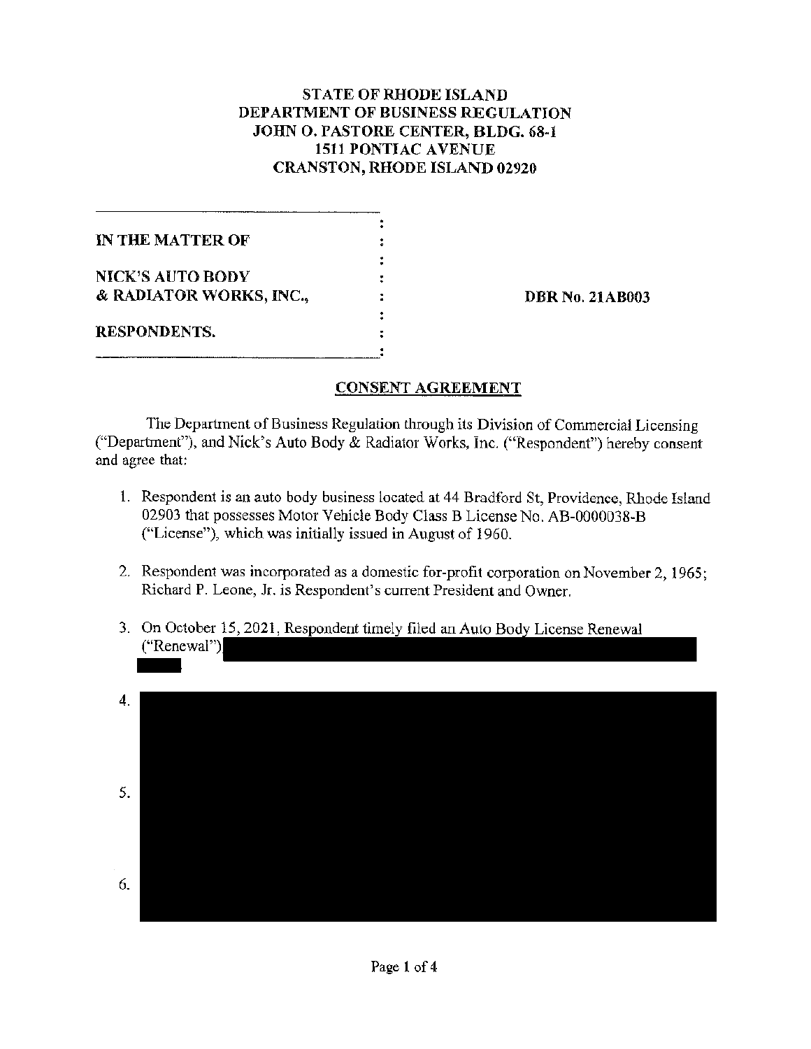**STATE OF RHODE ISLAND**
**DEPARTMENT OF BUSINESS REGULATION**
**JOHN O. PASTORE CENTER, BLDG. 68-1**
**1511 PONTIAC AVENUE**
**CRANSTON, RHODE ISLAND 02920**

| | |
|---|---|
| **IN THE MATTER OF** <br><br> **NICK'S AUTO BODY & RADIATOR WORKS, INC.,** <br><br> **RESPONDENTS.** | **DBR No. 21AB003** |

## CONSENT AGREEMENT

The Department of Business Regulation through its Division of Commercial Licensing ("Department"), and Nick's Auto Body & Radiator Works, Inc. ("Respondent") hereby consent and agree that:

1. Respondent is an auto body business located at 44 Bradford St, Providence, Rhode Island 02903 that possesses Motor Vehicle Body Class B License No. AB-0000038-B ("License"), which was initially issued in August of 1960.

2. Respondent was incorporated as a domestic for-profit corporation on November 2, 1965; Richard P. Leone, Jr. is Respondent's current President and Owner.

3. On October 15, 2021, Respondent timely filed an Auto Body License Renewal ("Renewal") [REDACTED]

4. [REDACTED]

5. [REDACTED]

6. [REDACTED]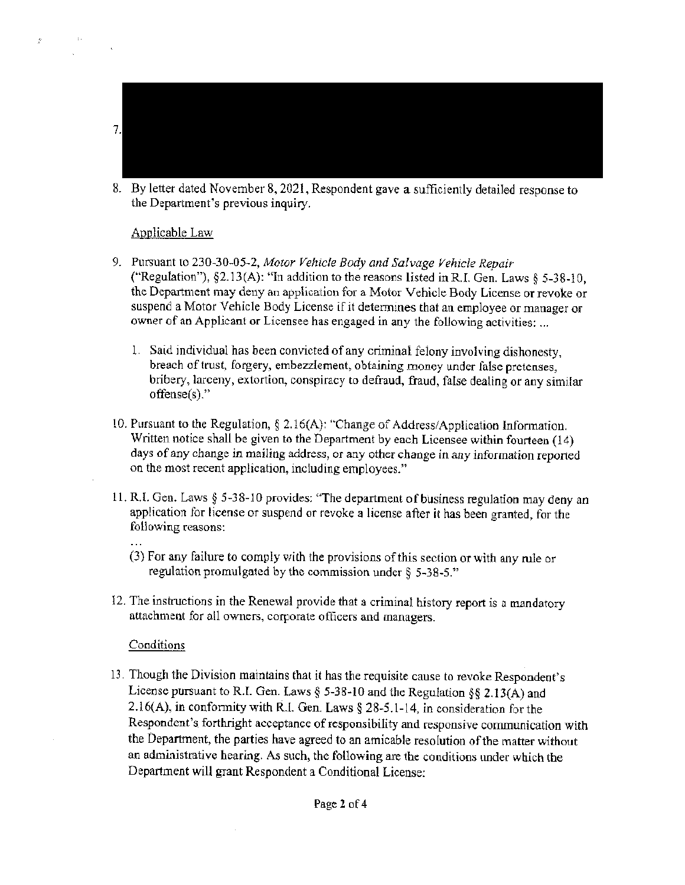7. 

8. By letter dated November 8, 2021, Respondent gave a sufficiently detailed response to the Department's previous inquiry.

Applicable Law

9. Pursuant to 230-30-05-2, *Motor Vehicle Body and Salvage Vehicle Repair* ("Regulation"), §2.13(A): "In addition to the reasons listed in R.I. Gen. Laws § 5-38-10, the Department may deny an application for a Motor Vehicle Body License or revoke or suspend a Motor Vehicle Body License if it determines that an employee or manager or owner of an Applicant or Licensee has engaged in any the following activities: ...

   1. Said individual has been convicted of any criminal felony involving dishonesty, breach of trust, forgery, embezzlement, obtaining money under false pretenses, bribery, larceny, extortion, conspiracy to defraud, fraud, false dealing or any similar offense(s)."

10. Pursuant to the Regulation, § 2.16(A): "Change of Address/Application Information. Written notice shall be given to the Department by each Licensee within fourteen (14) days of any change in mailing address, or any other change in any information reported on the most recent application, including employees."

11. R.I. Gen. Laws § 5-38-10 provides: "The department of business regulation may deny an application for license or suspend or revoke a license after it has been granted, for the following reasons:

   ...

   (3) For any failure to comply with the provisions of this section or with any rule or regulation promulgated by the commission under § 5-38-5."

12. The instructions in the Renewal provide that a criminal history report is a mandatory attachment for all owners, corporate officers and managers.

Conditions

13. Though the Division maintains that it has the requisite cause to revoke Respondent's License pursuant to R.I. Gen. Laws § 5-38-10 and the Regulation §§ 2.13(A) and 2.16(A), in conformity with R.I. Gen. Laws § 28-5.1-14, in consideration for the Respondent's forthright acceptance of responsibility and responsive communication with the Department, the parties have agreed to an amicable resolution of the matter without an administrative hearing. As such, the following are the conditions under which the Department will grant Respondent a Conditional License: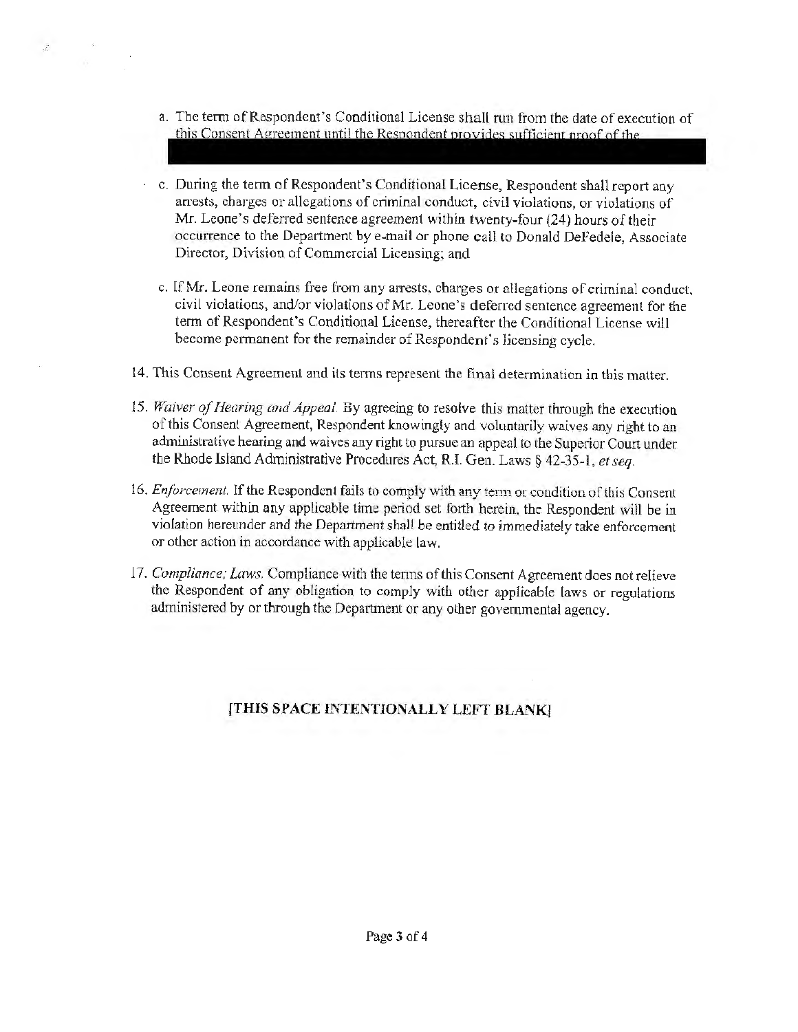a. The term of Respondent's Conditional License shall run from the date of execution of this Consent Agreement until the Respondent provides sufficient proof of the

c. During the term of Respondent's Conditional License, Respondent shall report any arrests, charges or allegations of criminal conduct, civil violations, or violations of Mr. Leone's deferred sentence agreement within twenty-four (24) hours of their occurrence to the Department by e-mail or phone call to Donald DeFedele, Associate Director, Division of Commercial Licensing; and

c. If Mr. Leone remains free from any arrests, charges or allegations of criminal conduct, civil violations, and/or violations of Mr. Leone's deferred sentence agreement for the term of Respondent's Conditional License, thereafter the Conditional License will become permanent for the remainder of Respondent's licensing cycle.

14. This Consent Agreement and its terms represent the final determination in this matter.

15. *Waiver of Hearing and Appeal.* By agreeing to resolve this matter through the execution of this Consent Agreement, Respondent knowingly and voluntarily waives any right to an administrative hearing and waives any right to pursue an appeal to the Superior Court under the Rhode Island Administrative Procedures Act, R.I. Gen. Laws § 42-35-1, *et seq.*

16. *Enforcement.* If the Respondent fails to comply with any term or condition of this Consent Agreement within any applicable time period set forth herein, the Respondent will be in violation hereunder and the Department shall be entitled to immediately take enforcement or other action in accordance with applicable law.

17. *Compliance; Laws.* Compliance with the terms of this Consent Agreement does not relieve the Respondent of any obligation to comply with other applicable laws or regulations administered by or through the Department or any other governmental agency.

**[THIS SPACE INTENTIONALLY LEFT BLANK]**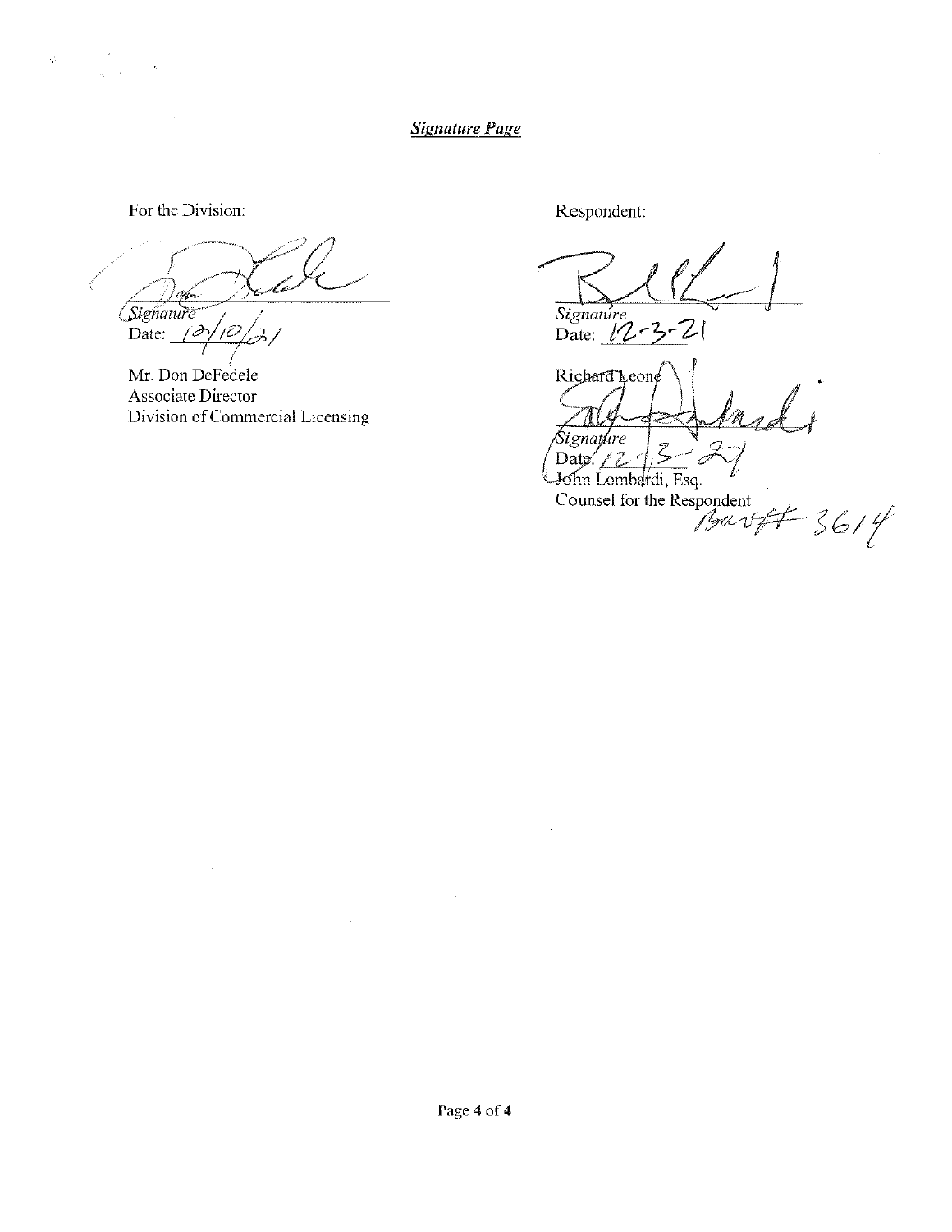***Signature Page***

For the Division:

*Signature*
Date: 12/10/21

Mr. Don DeFedele
Associate Director
Division of Commercial Licensing

Respondent:

*Signature*
Date: 12-3-21

Richard Leone

*Signature*
Date: 12-3-21
John Lombardi, Esq.
Counsel for the Respondent
Bar# 3614